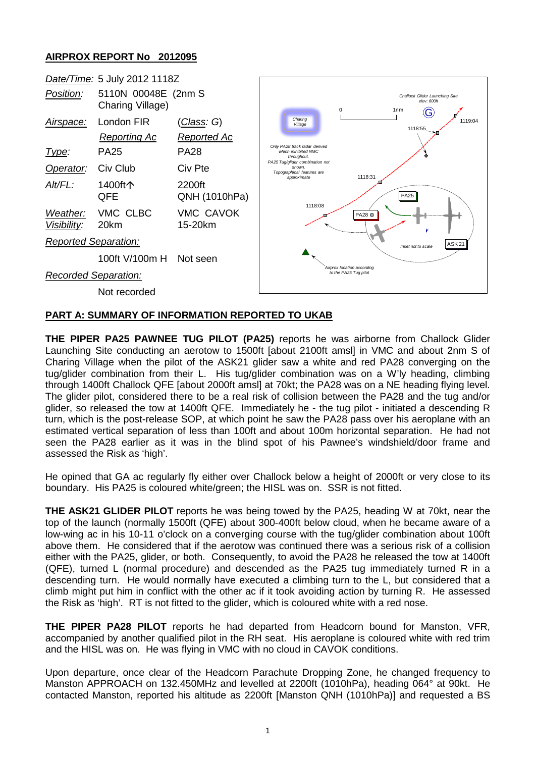**AIRPROX REPORT No 2012095**

| | | |
|---|---|---|
| *Date/Time:* | 5 July 2012 1118Z | |
| *Position:* | 5110N 00048E (2nm S Charing Village) | |
| *Airspace:* | London FIR | (*Class*: G) |
| | *Reporting Ac* | *Reported Ac* |
| *Type:* | PA25 | PA28 |
| *Operator:* | Civ Club | Civ Pte |
| *Alt/FL:* | 1400ft↑ QFE | 2200ft QNH (1010hPa) |
| *Weather:* | VMC CLBC | VMC CAVOK |
| *Visibility:* | 20km | 15-20km |
| *Reported Separation:* | | |
| | 100ft V/100m H | Not seen |
| *Recorded Separation:* | | |
| | Not recorded | |

## PART A: SUMMARY OF INFORMATION REPORTED TO UKAB

**THE PIPER PA25 PAWNEE TUG PILOT (PA25)** reports he was airborne from Challock Glider Launching Site conducting an aerotow to 1500ft [about 2100ft amsl] in VMC and about 2nm S of Charing Village when the pilot of the ASK21 glider saw a white and red PA28 converging on the tug/glider combination from their L. His tug/glider combination was on a W'ly heading, climbing through 1400ft Challock QFE [about 2000ft amsl] at 70kt; the PA28 was on a NE heading flying level. The glider pilot, considered there to be a real risk of collision between the PA28 and the tug and/or glider, so released the tow at 1400ft QFE. Immediately he - the tug pilot - initiated a descending R turn, which is the post-release SOP, at which point he saw the PA28 pass over his aeroplane with an estimated vertical separation of less than 100ft and about 100m horizontal separation. He had not seen the PA28 earlier as it was in the blind spot of his Pawnee's windshield/door frame and assessed the Risk as 'high'.

He opined that GA ac regularly fly either over Challock below a height of 2000ft or very close to its boundary. His PA25 is coloured white/green; the HISL was on. SSR is not fitted.

**THE ASK21 GLIDER PILOT** reports he was being towed by the PA25, heading W at 70kt, near the top of the launch (normally 1500ft (QFE) about 300-400ft below cloud, when he became aware of a low-wing ac in his 10-11 o'clock on a converging course with the tug/glider combination about 100ft above them. He considered that if the aerotow was continued there was a serious risk of a collision either with the PA25, glider, or both. Consequently, to avoid the PA28 he released the tow at 1400ft (QFE), turned L (normal procedure) and descended as the PA25 tug immediately turned R in a descending turn. He would normally have executed a climbing turn to the L, but considered that a climb might put him in conflict with the other ac if it took avoiding action by turning R. He assessed the Risk as 'high'. RT is not fitted to the glider, which is coloured white with a red nose.

**THE PIPER PA28 PILOT** reports he had departed from Headcorn bound for Manston, VFR, accompanied by another qualified pilot in the RH seat. His aeroplane is coloured white with red trim and the HISL was on. He was flying in VMC with no cloud in CAVOK conditions.

Upon departure, once clear of the Headcorn Parachute Dropping Zone, he changed frequency to Manston APPROACH on 132.450MHz and levelled at 2200ft (1010hPa), heading 064° at 90kt. He contacted Manston, reported his altitude as 2200ft [Manston QNH (1010hPa)] and requested a BS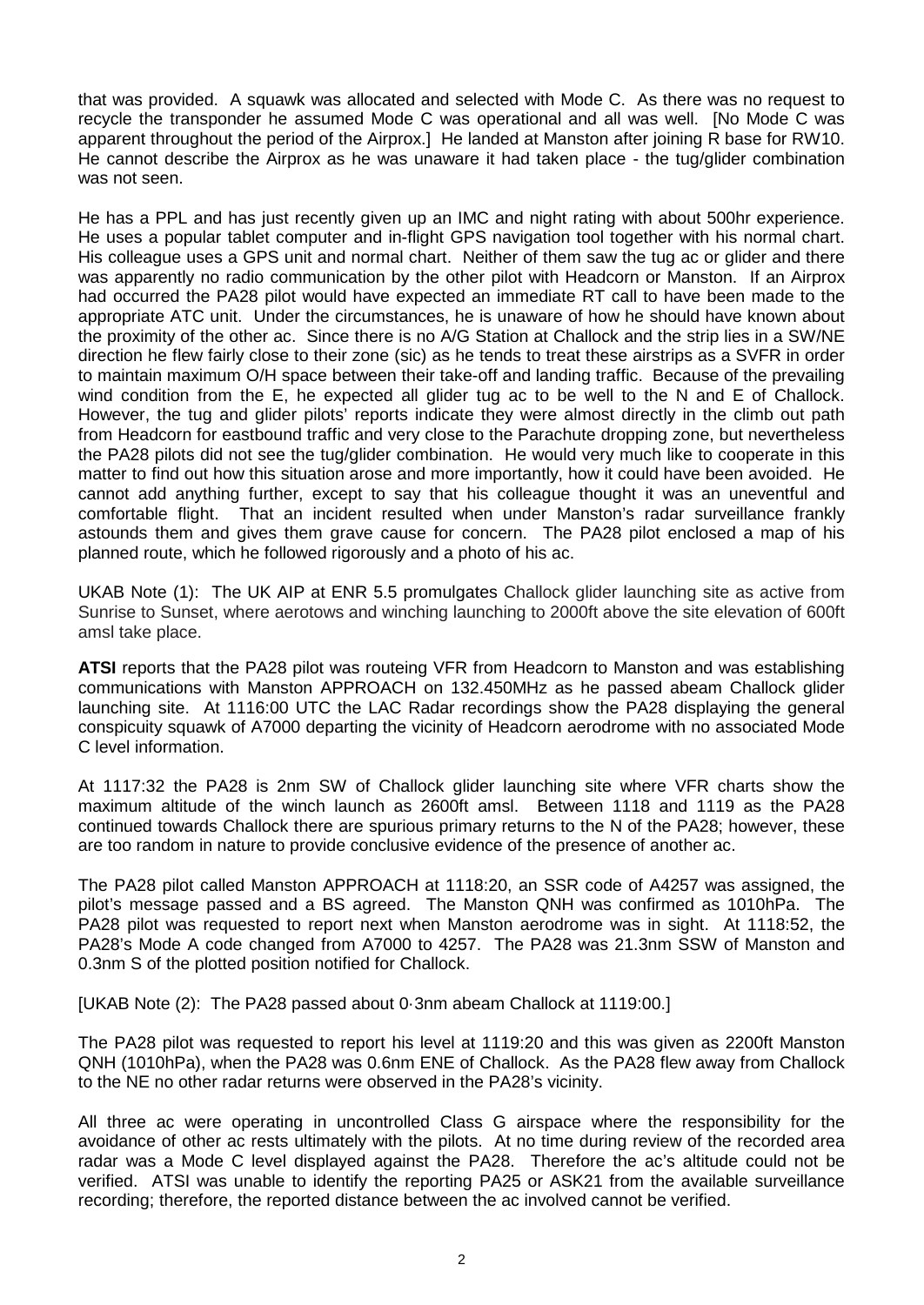that was provided. A squawk was allocated and selected with Mode C. As there was no request to recycle the transponder he assumed Mode C was operational and all was well. [No Mode C was apparent throughout the period of the Airprox.] He landed at Manston after joining R base for RW10. He cannot describe the Airprox as he was unaware it had taken place - the tug/glider combination was not seen.

He has a PPL and has just recently given up an IMC and night rating with about 500hr experience. He uses a popular tablet computer and in-flight GPS navigation tool together with his normal chart. His colleague uses a GPS unit and normal chart. Neither of them saw the tug ac or glider and there was apparently no radio communication by the other pilot with Headcorn or Manston. If an Airprox had occurred the PA28 pilot would have expected an immediate RT call to have been made to the appropriate ATC unit. Under the circumstances, he is unaware of how he should have known about the proximity of the other ac. Since there is no A/G Station at Challock and the strip lies in a SW/NE direction he flew fairly close to their zone (sic) as he tends to treat these airstrips as a SVFR in order to maintain maximum O/H space between their take-off and landing traffic. Because of the prevailing wind condition from the E, he expected all glider tug ac to be well to the N and E of Challock. However, the tug and glider pilots' reports indicate they were almost directly in the climb out path from Headcorn for eastbound traffic and very close to the Parachute dropping zone, but nevertheless the PA28 pilots did not see the tug/glider combination. He would very much like to cooperate in this matter to find out how this situation arose and more importantly, how it could have been avoided. He cannot add anything further, except to say that his colleague thought it was an uneventful and comfortable flight. That an incident resulted when under Manston's radar surveillance frankly astounds them and gives them grave cause for concern. The PA28 pilot enclosed a map of his planned route, which he followed rigorously and a photo of his ac.

UKAB Note (1): The UK AIP at ENR 5.5 promulgates Challock glider launching site as active from Sunrise to Sunset, where aerotows and winching launching to 2000ft above the site elevation of 600ft amsl take place.

**ATSI** reports that the PA28 pilot was routeing VFR from Headcorn to Manston and was establishing communications with Manston APPROACH on 132.450MHz as he passed abeam Challock glider launching site. At 1116:00 UTC the LAC Radar recordings show the PA28 displaying the general conspicuity squawk of A7000 departing the vicinity of Headcorn aerodrome with no associated Mode C level information.

At 1117:32 the PA28 is 2nm SW of Challock glider launching site where VFR charts show the maximum altitude of the winch launch as 2600ft amsl. Between 1118 and 1119 as the PA28 continued towards Challock there are spurious primary returns to the N of the PA28; however, these are too random in nature to provide conclusive evidence of the presence of another ac.

The PA28 pilot called Manston APPROACH at 1118:20, an SSR code of A4257 was assigned, the pilot's message passed and a BS agreed. The Manston QNH was confirmed as 1010hPa. The PA28 pilot was requested to report next when Manston aerodrome was in sight. At 1118:52, the PA28's Mode A code changed from A7000 to 4257. The PA28 was 21.3nm SSW of Manston and 0.3nm S of the plotted position notified for Challock.

[UKAB Note (2): The PA28 passed about 0·3nm abeam Challock at 1119:00.]

The PA28 pilot was requested to report his level at 1119:20 and this was given as 2200ft Manston QNH (1010hPa), when the PA28 was 0.6nm ENE of Challock. As the PA28 flew away from Challock to the NE no other radar returns were observed in the PA28's vicinity.

All three ac were operating in uncontrolled Class G airspace where the responsibility for the avoidance of other ac rests ultimately with the pilots. At no time during review of the recorded area radar was a Mode C level displayed against the PA28. Therefore the ac's altitude could not be verified. ATSI was unable to identify the reporting PA25 or ASK21 from the available surveillance recording; therefore, the reported distance between the ac involved cannot be verified.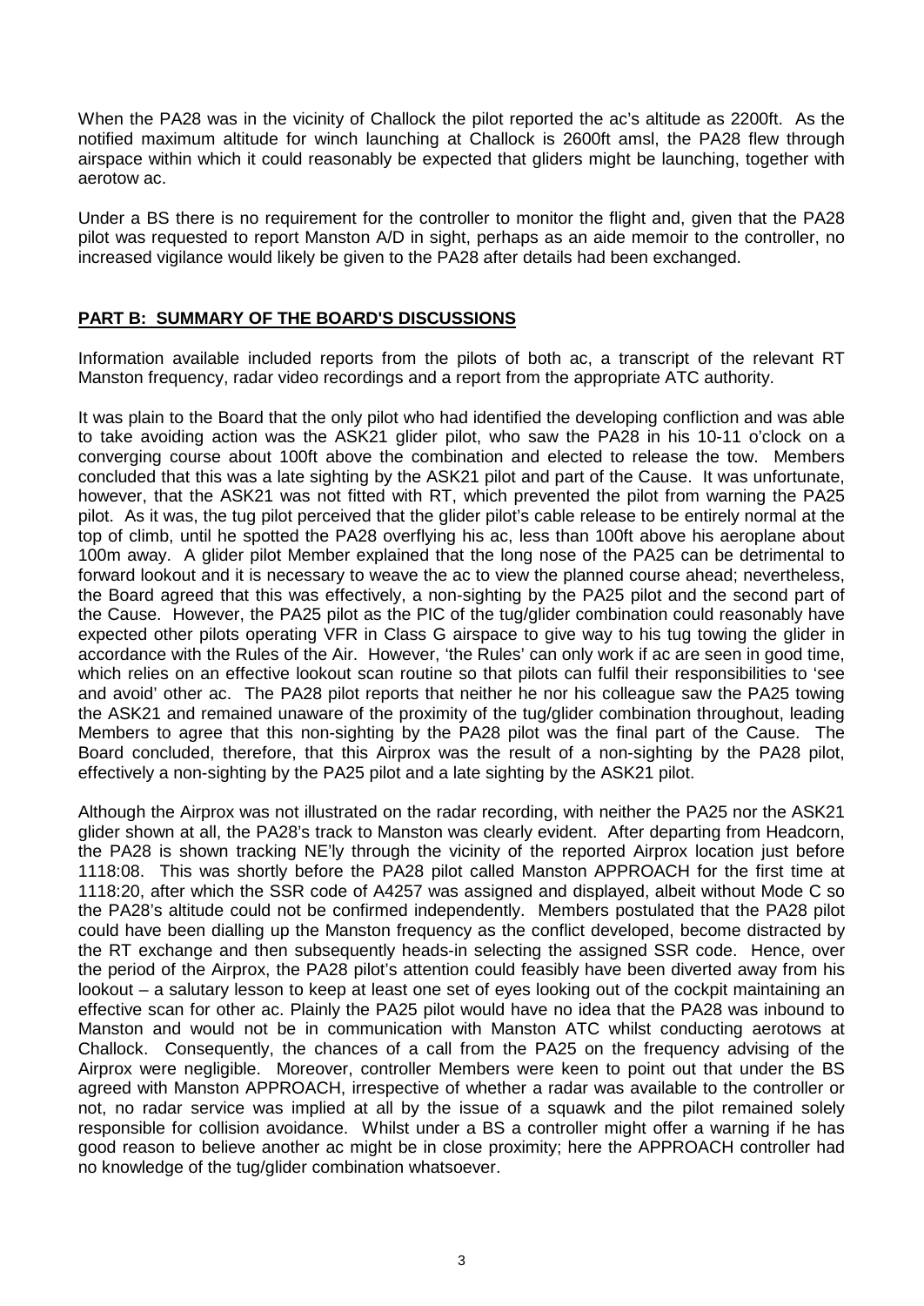When the PA28 was in the vicinity of Challock the pilot reported the ac's altitude as 2200ft. As the notified maximum altitude for winch launching at Challock is 2600ft amsl, the PA28 flew through airspace within which it could reasonably be expected that gliders might be launching, together with aerotow ac.

Under a BS there is no requirement for the controller to monitor the flight and, given that the PA28 pilot was requested to report Manston A/D in sight, perhaps as an aide memoir to the controller, no increased vigilance would likely be given to the PA28 after details had been exchanged.

## PART B: SUMMARY OF THE BOARD'S DISCUSSIONS

Information available included reports from the pilots of both ac, a transcript of the relevant RT Manston frequency, radar video recordings and a report from the appropriate ATC authority.

It was plain to the Board that the only pilot who had identified the developing confliction and was able to take avoiding action was the ASK21 glider pilot, who saw the PA28 in his 10-11 o'clock on a converging course about 100ft above the combination and elected to release the tow. Members concluded that this was a late sighting by the ASK21 pilot and part of the Cause. It was unfortunate, however, that the ASK21 was not fitted with RT, which prevented the pilot from warning the PA25 pilot. As it was, the tug pilot perceived that the glider pilot's cable release to be entirely normal at the top of climb, until he spotted the PA28 overflying his ac, less than 100ft above his aeroplane about 100m away. A glider pilot Member explained that the long nose of the PA25 can be detrimental to forward lookout and it is necessary to weave the ac to view the planned course ahead; nevertheless, the Board agreed that this was effectively, a non-sighting by the PA25 pilot and the second part of the Cause. However, the PA25 pilot as the PIC of the tug/glider combination could reasonably have expected other pilots operating VFR in Class G airspace to give way to his tug towing the glider in accordance with the Rules of the Air. However, 'the Rules' can only work if ac are seen in good time, which relies on an effective lookout scan routine so that pilots can fulfil their responsibilities to 'see and avoid' other ac. The PA28 pilot reports that neither he nor his colleague saw the PA25 towing the ASK21 and remained unaware of the proximity of the tug/glider combination throughout, leading Members to agree that this non-sighting by the PA28 pilot was the final part of the Cause. The Board concluded, therefore, that this Airprox was the result of a non-sighting by the PA28 pilot, effectively a non-sighting by the PA25 pilot and a late sighting by the ASK21 pilot.

Although the Airprox was not illustrated on the radar recording, with neither the PA25 nor the ASK21 glider shown at all, the PA28's track to Manston was clearly evident. After departing from Headcorn, the PA28 is shown tracking NE'ly through the vicinity of the reported Airprox location just before 1118:08. This was shortly before the PA28 pilot called Manston APPROACH for the first time at 1118:20, after which the SSR code of A4257 was assigned and displayed, albeit without Mode C so the PA28's altitude could not be confirmed independently. Members postulated that the PA28 pilot could have been dialling up the Manston frequency as the conflict developed, become distracted by the RT exchange and then subsequently heads-in selecting the assigned SSR code. Hence, over the period of the Airprox, the PA28 pilot's attention could feasibly have been diverted away from his lookout – a salutary lesson to keep at least one set of eyes looking out of the cockpit maintaining an effective scan for other ac. Plainly the PA25 pilot would have no idea that the PA28 was inbound to Manston and would not be in communication with Manston ATC whilst conducting aerotows at Challock. Consequently, the chances of a call from the PA25 on the frequency advising of the Airprox were negligible. Moreover, controller Members were keen to point out that under the BS agreed with Manston APPROACH, irrespective of whether a radar was available to the controller or not, no radar service was implied at all by the issue of a squawk and the pilot remained solely responsible for collision avoidance. Whilst under a BS a controller might offer a warning if he has good reason to believe another ac might be in close proximity; here the APPROACH controller had no knowledge of the tug/glider combination whatsoever.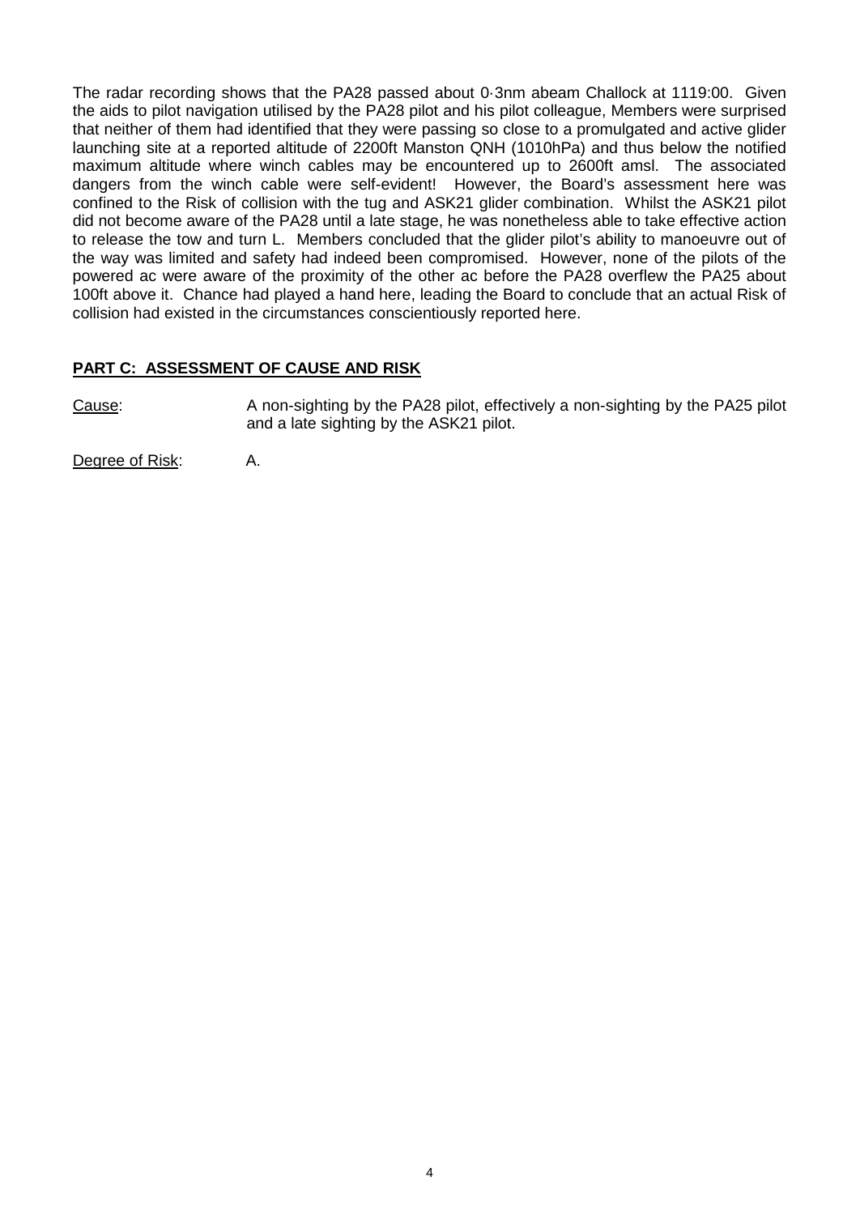The radar recording shows that the PA28 passed about 0·3nm abeam Challock at 1119:00. Given the aids to pilot navigation utilised by the PA28 pilot and his pilot colleague, Members were surprised that neither of them had identified that they were passing so close to a promulgated and active glider launching site at a reported altitude of 2200ft Manston QNH (1010hPa) and thus below the notified maximum altitude where winch cables may be encountered up to 2600ft amsl. The associated dangers from the winch cable were self-evident! However, the Board's assessment here was confined to the Risk of collision with the tug and ASK21 glider combination. Whilst the ASK21 pilot did not become aware of the PA28 until a late stage, he was nonetheless able to take effective action to release the tow and turn L. Members concluded that the glider pilot's ability to manoeuvre out of the way was limited and safety had indeed been compromised. However, none of the pilots of the powered ac were aware of the proximity of the other ac before the PA28 overflew the PA25 about 100ft above it. Chance had played a hand here, leading the Board to conclude that an actual Risk of collision had existed in the circumstances conscientiously reported here.

## PART C: ASSESSMENT OF CAUSE AND RISK

Cause: A non-sighting by the PA28 pilot, effectively a non-sighting by the PA25 pilot and a late sighting by the ASK21 pilot.

Degree of Risk: A.